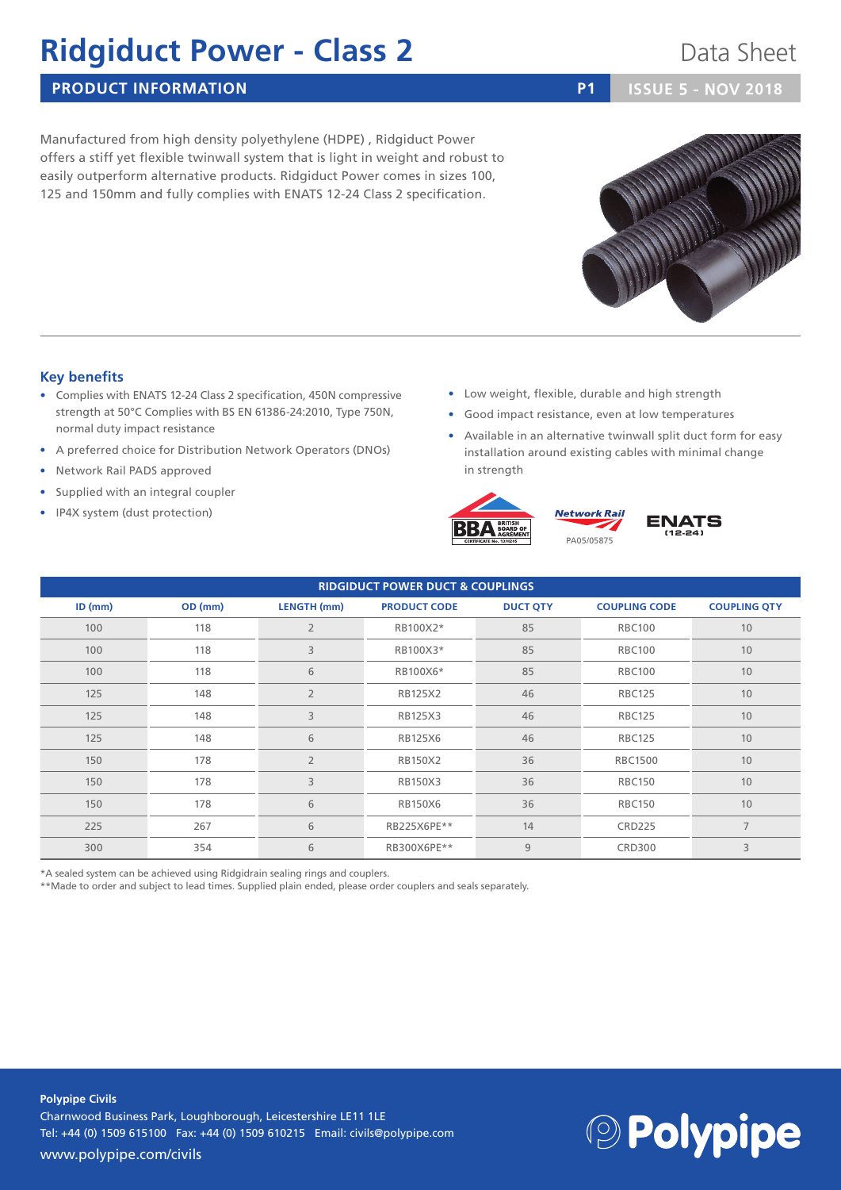# Ridgiduct Power - Class 2

Data Sheet

## PRODUCT INFORMATION

ISSUE 5 - NOV 2018

Manufactured from high density polyethylene (HDPE) , Ridgiduct Power offers a stiff yet flexible twinwall system that is light in weight and robust to easily outperform alternative products. Ridgiduct Power comes in sizes 100, 125 and 150mm and fully complies with ENATS 12-24 Class 2 specification.

### Key benefits

- Complies with ENATS 12-24 Class 2 specification, 450N compressive strength at 50°C Complies with BS EN 61386-24:2010, Type 750N, normal duty impact resistance
- A preferred choice for Distribution Network Operators (DNOs)
- Network Rail PADS approved
- Supplied with an integral coupler
- IP4X system (dust protection)
- Low weight, flexible, durable and high strength
- Good impact resistance, even at low temperatures
- Available in an alternative twinwall split duct form for easy installation around existing cables with minimal change in strength

PA05/05875

**RIDGIDUCT POWER DUCT & COUPLINGS**

| ID (mm) | OD (mm) | LENGTH (mm) | PRODUCT CODE | DUCT QTY | COUPLING CODE | COUPLING QTY |
|---|---|---|---|---|---|---|
| 100 | 118 | 2 | RB100X2* | 85 | RBC100 | 10 |
| 100 | 118 | 3 | RB100X3* | 85 | RBC100 | 10 |
| 100 | 118 | 6 | RB100X6* | 85 | RBC100 | 10 |
| 125 | 148 | 2 | RB125X2 | 46 | RBC125 | 10 |
| 125 | 148 | 3 | RB125X3 | 46 | RBC125 | 10 |
| 125 | 148 | 6 | RB125X6 | 46 | RBC125 | 10 |
| 150 | 178 | 2 | RB150X2 | 36 | RBC1500 | 10 |
| 150 | 178 | 3 | RB150X3 | 36 | RBC150 | 10 |
| 150 | 178 | 6 | RB150X6 | 36 | RBC150 | 10 |
| 225 | 267 | 6 | RB225X6PE** | 14 | CRD225 | 7 |
| 300 | 354 | 6 | RB300X6PE** | 9 | CRD300 | 3 |

*A sealed system can be achieved using Ridgidrain sealing rings and couplers.

**Made to order and subject to lead times. Supplied plain ended, please order couplers and seals separately.

**Polypipe Civils**
Charnwood Business Park, Loughborough, Leicestershire LE11 1LE
Tel: +44 (0) 1509 615100 Fax: +44 (0) 1509 610215 Email: civils@polypipe.com
www.polypipe.com/civils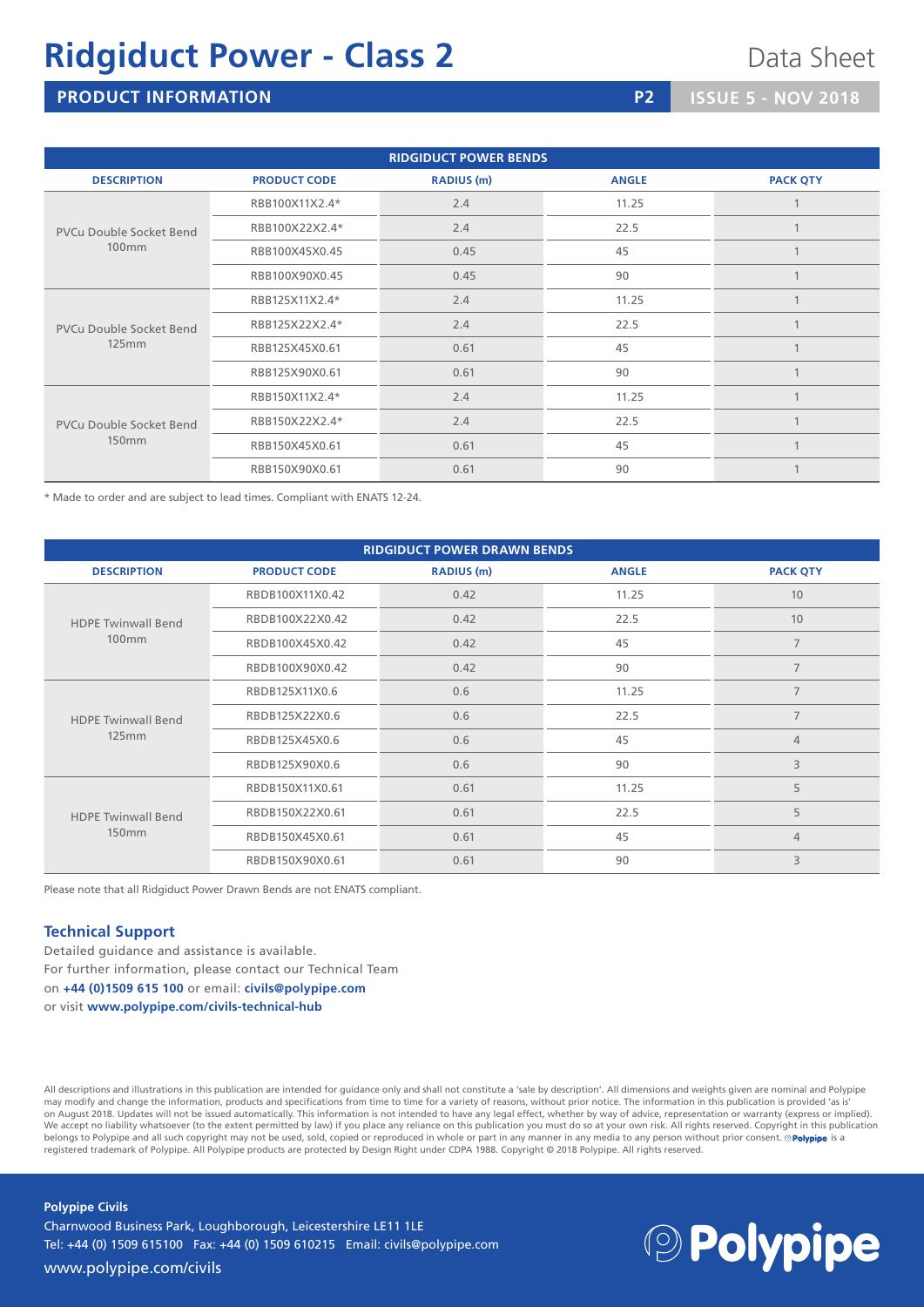# Ridgiduct Power - Class 2

Data Sheet

## PRODUCT INFORMATION

**P2** ISSUE 5 - NOV 2018

| RIDGIDUCT POWER BENDS | | | | |
|---|---|---|---|---|
| **DESCRIPTION** | **PRODUCT CODE** | **RADIUS (m)** | **ANGLE** | **PACK QTY** |
| PVCu Double Socket Bend 100mm | RBB100X11X2.4* | 2.4 | 11.25 | 1 |
| | RBB100X22X2.4* | 2.4 | 22.5 | 1 |
| | RBB100X45X0.45 | 0.45 | 45 | 1 |
| | RBB100X90X0.45 | 0.45 | 90 | 1 |
| PVCu Double Socket Bend 125mm | RBB125X11X2.4* | 2.4 | 11.25 | 1 |
| | RBB125X22X2.4* | 2.4 | 22.5 | 1 |
| | RBB125X45X0.61 | 0.61 | 45 | 1 |
| | RBB125X90X0.61 | 0.61 | 90 | 1 |
| PVCu Double Socket Bend 150mm | RBB150X11X2.4* | 2.4 | 11.25 | 1 |
| | RBB150X22X2.4* | 2.4 | 22.5 | 1 |
| | RBB150X45X0.61 | 0.61 | 45 | 1 |
| | RBB150X90X0.61 | 0.61 | 90 | 1 |

* Made to order and are subject to lead times. Compliant with ENATS 12-24.

| RIDGIDUCT POWER DRAWN BENDS | | | | |
|---|---|---|---|---|
| **DESCRIPTION** | **PRODUCT CODE** | **RADIUS (m)** | **ANGLE** | **PACK QTY** |
| HDPE Twinwall Bend 100mm | RBDB100X11X0.42 | 0.42 | 11.25 | 10 |
| | RBDB100X22X0.42 | 0.42 | 22.5 | 10 |
| | RBDB100X45X0.42 | 0.42 | 45 | 7 |
| | RBDB100X90X0.42 | 0.42 | 90 | 7 |
| HDPE Twinwall Bend 125mm | RBDB125X11X0.6 | 0.6 | 11.25 | 7 |
| | RBDB125X22X0.6 | 0.6 | 22.5 | 7 |
| | RBDB125X45X0.6 | 0.6 | 45 | 4 |
| | RBDB125X90X0.6 | 0.6 | 90 | 3 |
| HDPE Twinwall Bend 150mm | RBDB150X11X0.61 | 0.61 | 11.25 | 5 |
| | RBDB150X22X0.61 | 0.61 | 22.5 | 5 |
| | RBDB150X45X0.61 | 0.61 | 45 | 4 |
| | RBDB150X90X0.61 | 0.61 | 90 | 3 |

Please note that all Ridgiduct Power Drawn Bends are not ENATS compliant.

### Technical Support

Detailed guidance and assistance is available.
For further information, please contact our Technical Team
on **+44 (0)1509 615 100** or email: **civils@polypipe.com**
or visit **www.polypipe.com/civils-technical-hub**

All descriptions and illustrations in this publication are intended for guidance only and shall not constitute a 'sale by description'. All dimensions and weights given are nominal and Polypipe may modify and change the information, products and specifications from time to time for a variety of reasons, without prior notice. The information in this publication is provided 'as is' on August 2018. Updates will not be issued automatically. This information is not intended to have any legal effect, whether by way of advice, representation or warranty (express or implied). We accept no liability whatsoever (to the extent permitted by law) if you place any reliance on this publication you must do so at your own risk. All rights reserved. Copyright in this publication belongs to Polypipe and all such copyright may not be used, sold, copied or reproduced in whole or part in any manner in any media to any person without prior consent. Polypipe is a registered trademark of Polypipe. All Polypipe products are protected by Design Right under CDPA 1988. Copyright © 2018 Polypipe. All rights reserved.

**Polypipe Civils**
Charnwood Business Park, Loughborough, Leicestershire LE11 1LE
Tel: +44 (0) 1509 615100 Fax: +44 (0) 1509 610215 Email: civils@polypipe.com
www.polypipe.com/civils

Polypipe